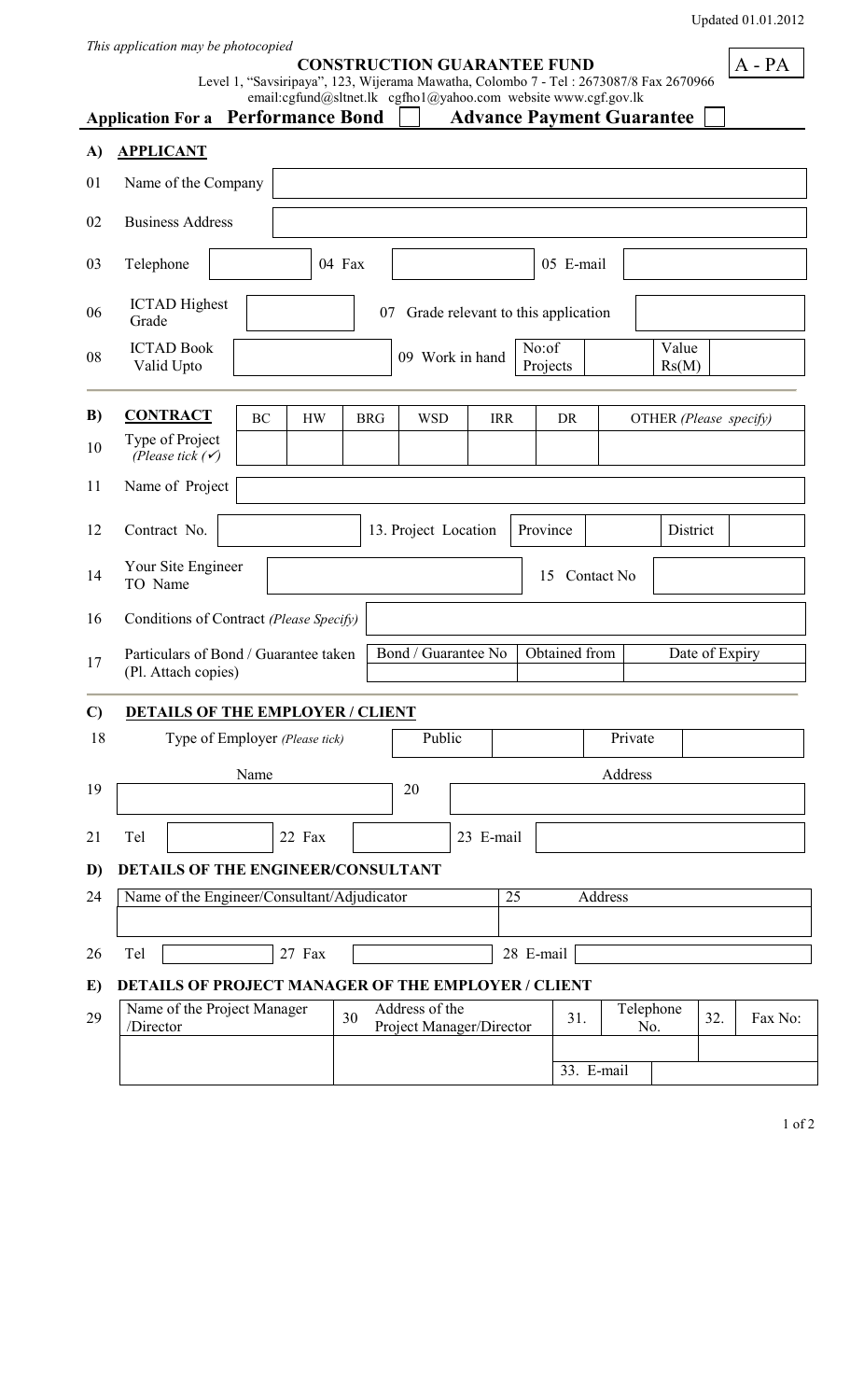Updated 01.01.2012

*This application may be photocopied*

**CONSTRUCTION GUARANTEE FUND**

Level 1, "Savsiripaya", 123, Wijerama Mawatha, Colombo 7 - Tel : 2673087/8 Fax 2670966
email:cgfund@sltnet.lk cgfho1@yahoo.com website www.cgf.gov.lk

A - PA

**Application For a Performance Bond** ☐ **Advance Payment Guarantee** ☐

## A) APPLICANT

| | | | | | | | |
|---|---|---|---|---|---|---|---|
| 01 | Name of the Company | | | | | | |
| 02 | Business Address | | | | | | |
| 03 | Telephone | | 04 Fax | | 05 E-mail | | |
| 06 | ICTAD Highest Grade | | 07 Grade relevant to this application | | | | |
| 08 | ICTAD Book Valid Upto | | 09 Work in hand | No:of Projects | | Value Rs(M) | |

## B) CONTRACT

| | | BC | HW | BRG | WSD | IRR | DR | OTHER *(Please specify)* |
|---|---|---|---|---|---|---|---|---|
| 10 | Type of Project *(Please tick (✓)* | | | | | | | |

| | | | | | | | |
|---|---|---|---|---|---|---|---|
| 11 | Name of Project | | | | | | |
| 12 | Contract No. | | 13. Project Location | Province | | District | |
| 14 | Your Site Engineer TO Name | | | 15 Contact No | | | |
| 16 | Conditions of Contract *(Please Specify)* | | | | | | |
| 17 | Particulars of Bond / Guarantee taken (Pl. Attach copies) | Bond / Guarantee No | Obtained from | Date of Expiry | | | |

## C) DETAILS OF THE EMPLOYER / CLIENT

| | | | | | |
|---|---|---|---|---|---|
| 18 | Type of Employer *(Please tick)* | Public | | Private | |

| | | | | | |
|---|---|---|---|---|---|
| 19 | Name | | 20 | Address | |
| 21 | Tel | | 22 Fax | | 23 E-mail |

## D) DETAILS OF THE ENGINEER/CONSULTANT

| | | | |
|---|---|---|---|
| 24 | Name of the Engineer/Consultant/Adjudicator | 25 | Address |
| | | | |
| 26 | Tel | 27 Fax | 28 E-mail |

## E) DETAILS OF PROJECT MANAGER OF THE EMPLOYER / CLIENT

| | | | | | | | |
|---|---|---|---|---|---|---|---|
| 29 | Name of the Project Manager /Director | 30 | Address of the Project Manager/Director | 31. | Telephone No. | 32. | Fax No: |
| | | | | | | | |
| | | | | 33. E-mail | | | |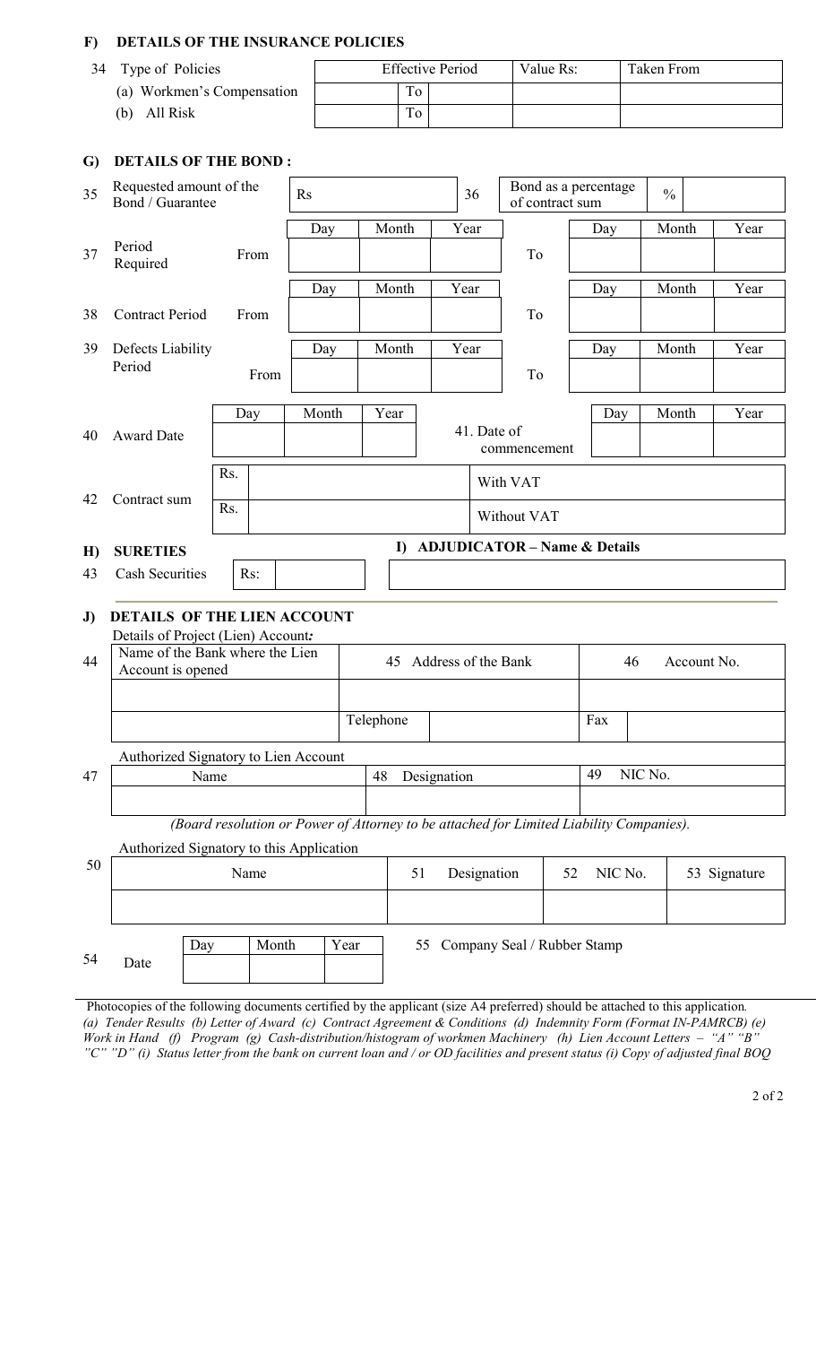## F) DETAILS OF THE INSURANCE POLICIES

| 34 Type of Policies | Effective Period | | | Value Rs: | Taken From |
|---|---|---|---|---|---|
| (a) Workmen's Compensation | | To | | | |
| (b) All Risk | | To | | | |

## G) DETAILS OF THE BOND :

| 35 | Requested amount of the Bond / Guarantee | Rs | 36 | Bond as a percentage of contract sum | % |
|---|---|---|---|---|---|

| | | | Day | Month | Year | | Day | Month | Year |
|---|---|---|---|---|---|---|---|---|---|
| 37 | Period Required | From | | | | To | | | |
| 38 | Contract Period | From | | | | To | | | |
| 39 | Defects Liability Period | From | | | | To | | | |

| | | Day | Month | Year | | Day | Month | Year |
|---|---|---|---|---|---|---|---|---|
| 40 | Award Date | | | | 41. Date of commencement | | | |

| 42 | Contract sum | Rs. | | With VAT |
|---|---|---|---|---|
| | | Rs. | | Without VAT |

## H) SURETIES

| 43 | Cash Securities | Rs: | |
|---|---|---|---|

## I) ADJUDICATOR – Name & Details

## J) DETAILS OF THE LIEN ACCOUNT

Details of Project (Lien) Account*:*

| 44 Name of the Bank where the Lien Account is opened | 45 Address of the Bank | | 46 Account No. | |
|---|---|---|---|---|
| | | | | |
| | Telephone | | Fax | |

Authorized Signatory to Lien Account

| 47 Name | 48 Designation | 49 NIC No. |
|---|---|---|
| | | |

*(Board resolution or Power of Attorney to be attached for Limited Liability Companies).*

Authorized Signatory to this Application

| 50 Name | 51 Designation | 52 NIC No. | 53 Signature |
|---|---|---|---|
| | | | |

| 54 | Date | Day | Month | Year |
|---|---|---|---|---|
| | | | | |

55 Company Seal / Rubber Stamp

Photocopies of the following documents certified by the applicant (size A4 preferred) should be attached to this application.
*(a) Tender Results (b) Letter of Award (c) Contract Agreement & Conditions (d) Indemnity Form (Format IN-PAMRCB) (e) Work in Hand (f) Program (g) Cash-distribution/histogram of workmen Machinery (h) Lien Account Letters – "A" "B" "C" "D" (i) Status letter from the bank on current loan and / or OD facilities and present status (i) Copy of adjusted final BOQ*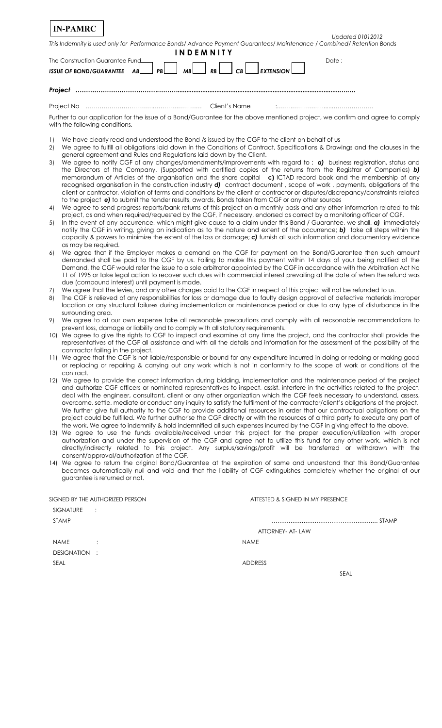**IN-PAMRC**

*Updated 01012012*

*This Indemnity is used only for Performance Bonds/ Advance Payment Guarantees/ Maintenance / Combined/ Retention Bonds*

# INDEMNITY

The Construction Guarantee Fund

Date :

***ISSUE OF BOND/GUARANTEE*** ***AB*** ☐ ***PB*** ☐ ***MB*** ☐ ***RB*** ☐ ***CB*** ☐ ***EXTENSION*** ☐

***Project*** ……………………………………………………………………………………………………………………

Project No ……………………………………………………… Client's Name :……………………………………………

Further to our application for the issue of a Bond/Guarantee for the above mentioned project, we confirm and agree to comply with the following conditions.

1) We have clearly read and understood the Bond /s issued by the CGF to the client on behalf of us
2) We agree to fulfill all obligations laid down in the Conditions of Contract, Specifications & Drawings and the clauses in the general agreement and Rules and Regulations laid down by the Client.
3) We agree to notify CGF of any changes/amendments/improvements with regard to ; ***a)*** business registration, status and the Directors of the Company. (Supported with certified copies of the returns from the Registrar of Companies) ***b)*** memorandum of Articles of the organisation and the share capital ***c)*** ICTAD record book and the membership of any recognised organisation in the construction industry ***d)*** contract document , scope of work , payments, obligations of the client or contractor, violation of terms and conditions by the client or contractor or disputes/discrepancy/constraints related to the project ***e)*** to submit the tender results, awards, Bonds taken from CGF or any other sources
4) We agree to send progress reports/bank returns of this project on a monthly basis and any other information related to this project, as and when required/requested by the CGF, if necessary, endorsed as correct by a monitoring officer of CGF.
5) In the event of any occurrence, which might give cause to a claim under this Bond / Guarantee, we shall, ***a)*** immediately notify the CGF in writing, giving an indication as to the nature and extent of the occurrence; ***b)*** take all steps within the capacity & powers to minimize the extent of the loss or damage; ***c)*** furnish all such information and documentary evidence as may be required.
6) We agree that if the Employer makes a demand on the CGF for payment on the Bond/Guarantee then such amount demanded shall be paid to the CGF by us. Failing to make this payment within 14 days of your being notified of the Demand, the CGF would refer the issue to a sole arbitrator appointed by the CGF in accordance with the Arbitration Act No 11 of 1995 or take legal action to recover such dues with commercial interest prevailing at the date of when the refund was due (compound interest) until payment is made.
7) We agree that the levies, and any other charges paid to the CGF in respect of this project will not be refunded to us.
8) The CGF is relieved of any responsibilities for loss or damage due to faulty design approval of defective materials improper location or any structural failures during implementation or maintenance period or due to any type of disturbance in the surrounding area.
9) We agree to at our own expense take all reasonable precautions and comply with all reasonable recommendations to prevent loss, damage or liability and to comply with all statutory requirements.
10) We agree to give the rights to CGF to inspect and examine at any time the project, and the contractor shall provide the representatives of the CGF all assistance and with all the details and information for the assessment of the possibility of the contractor failing in the project.
11) We agree that the CGF is not liable/responsible or bound for any expenditure incurred in doing or redoing or making good or replacing or repairing & carrying out any work which is not in conformity to the scope of work or conditions of the contract.
12) We agree to provide the correct information during bidding, implementation and the maintenance period of the project and authorize CGF officers or nominated representatives to inspect, assist, interfere in the activities related to the project, deal with the engineer, consultant, client or any other organization which the CGF feels necessary to understand, assess, overcome, settle, mediate or conduct any inquiry to satisfy the fulfilment of the contractor/client's obligations of the project. We further give full authority to the CGF to provide additional resources in order that our contractual obligations on the project could be fulfilled. We further authorise the CGF directly or with the resources of a third party to execute any part of the work. We agree to indemnify & hold indemnified all such expenses incurred by the CGF in giving effect to the above.
13) We agree to use the funds available/received under this project for the proper execution/utilization with proper authorization and under the supervision of the CGF and agree not to utilize this fund for any other work, which is not directly/indirectly related to this project. Any surplus/savings/profit will be transferred or withdrawn with the consent/approval/authorization of the CGF.
14) We agree to return the original Bond/Guarantee at the expiration of same and understand that this Bond/Guarantee becomes automatically null and void and that the liability of CGF extinguishes completely whether the original of our guarantee is returned or not.

SIGNED BY THE AUTHORIZED PERSON

SIGNATURE :

STAMP

NAME :

DESIGNATION :

SEAL

ATTESTED & SIGNED IN MY PRESENCE

………………………………………………… STAMP

ATTORNEY- AT- LAW

NAME

ADDRESS

SEAL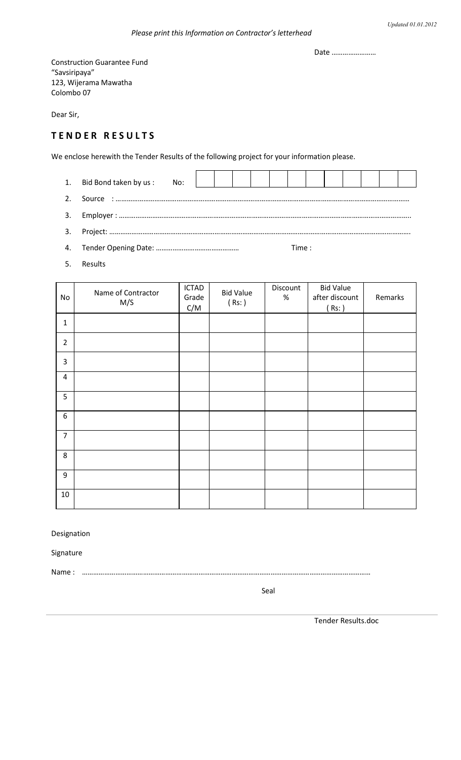*Updated 01.01.2012*

*Please print this Information on Contractor's letterhead*

Date ……………………

Construction Guarantee Fund
"Savsiripaya"
123, Wijerama Mawatha
Colombo 07

Dear Sir,

## T E N D E R R E S U L T S

We enclose herewith the Tender Results of the following project for your information please.

1. Bid Bond taken by us : No:
2. Source : ……………………………………………………………………………………………………………………………
3. Employer : ……………………………………………………………………………………………………………………………
3. Project: ……………………………………………………………………………………………………………………………
4. Tender Opening Date: ……………………………………… Time :
5. Results

| No | Name of Contractor M/S | ICTAD Grade C/M | Bid Value ( Rs: ) | Discount % | Bid Value after discount ( Rs: ) | Remarks |
|---|---|---|---|---|---|---|
| 1 | | | | | | |
| 2 | | | | | | |
| 3 | | | | | | |
| 4 | | | | | | |
| 5 | | | | | | |
| 6 | | | | | | |
| 7 | | | | | | |
| 8 | | | | | | |
| 9 | | | | | | |
| 10 | | | | | | |

Designation

Signature

Name : ………………………………………………………………………………………………………………………………

Seal

Tender Results.doc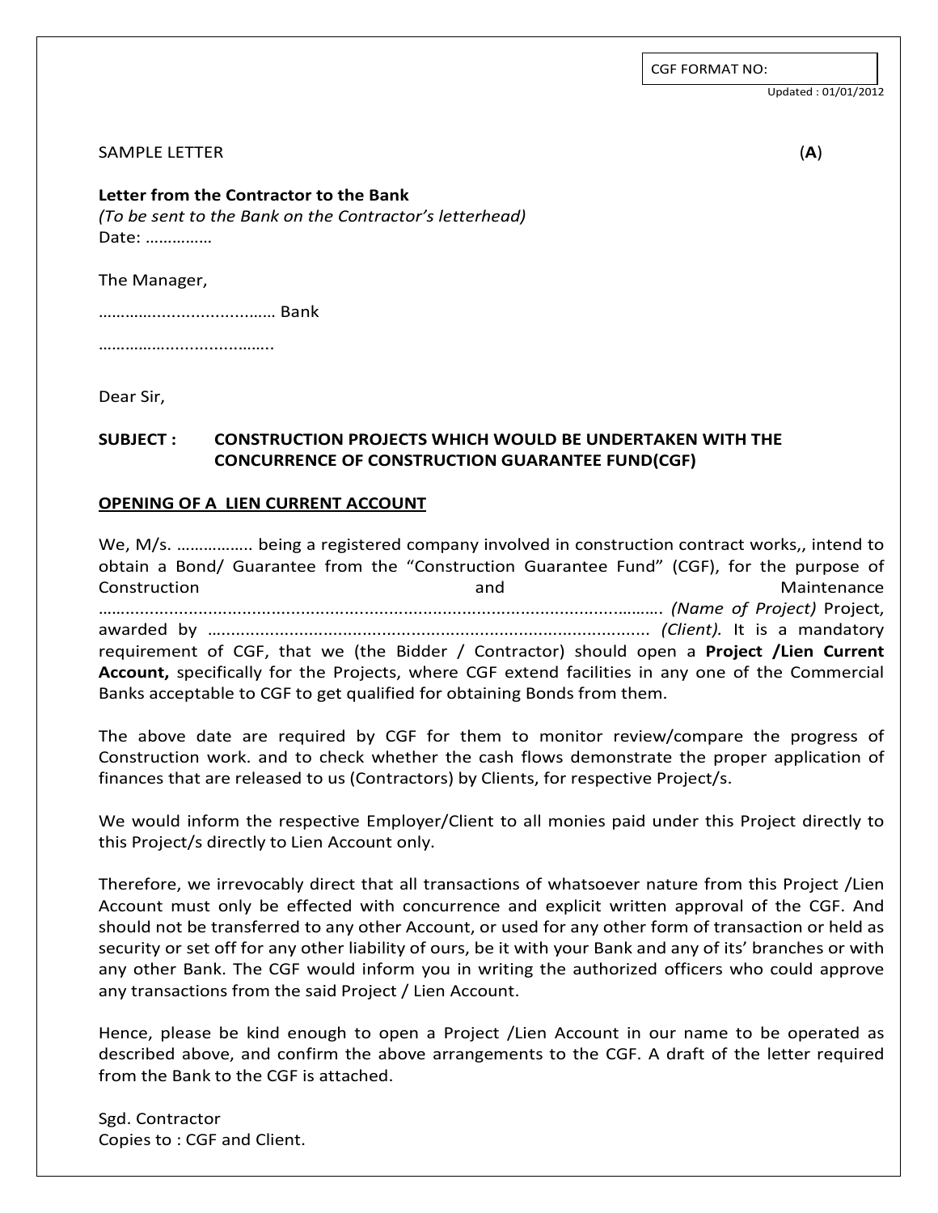CGF FORMAT NO:

Updated : 01/01/2012

SAMPLE LETTER (**A**)

**Letter from the Contractor to the Bank**
*(To be sent to the Bank on the Contractor's letterhead)*
Date: ……………

The Manager,

……….......................…… Bank

……………..................…….

Dear Sir,

**SUBJECT : CONSTRUCTION PROJECTS WHICH WOULD BE UNDERTAKEN WITH THE CONCURRENCE OF CONSTRUCTION GUARANTEE FUND(CGF)**

**<u>OPENING OF A LIEN CURRENT ACCOUNT</u>**

We, M/s. …………….. being a registered company involved in construction contract works,, intend to obtain a Bond/ Guarantee from the "Construction Guarantee Fund" (CGF), for the purpose of Construction and Maintenance ………………………………………………………………………………………………………. *(Name of Project)* Project, awarded by ………………………………………………………………………………. *(Client).* It is a mandatory requirement of CGF, that we (the Bidder / Contractor) should open a **Project /Lien Current Account,** specifically for the Projects, where CGF extend facilities in any one of the Commercial Banks acceptable to CGF to get qualified for obtaining Bonds from them.

The above date are required by CGF for them to monitor review/compare the progress of Construction work. and to check whether the cash flows demonstrate the proper application of finances that are released to us (Contractors) by Clients, for respective Project/s.

We would inform the respective Employer/Client to all monies paid under this Project directly to this Project/s directly to Lien Account only.

Therefore, we irrevocably direct that all transactions of whatsoever nature from this Project /Lien Account must only be effected with concurrence and explicit written approval of the CGF. And should not be transferred to any other Account, or used for any other form of transaction or held as security or set off for any other liability of ours, be it with your Bank and any of its' branches or with any other Bank. The CGF would inform you in writing the authorized officers who could approve any transactions from the said Project / Lien Account.

Hence, please be kind enough to open a Project /Lien Account in our name to be operated as described above, and confirm the above arrangements to the CGF. A draft of the letter required from the Bank to the CGF is attached.

Sgd. Contractor
Copies to : CGF and Client.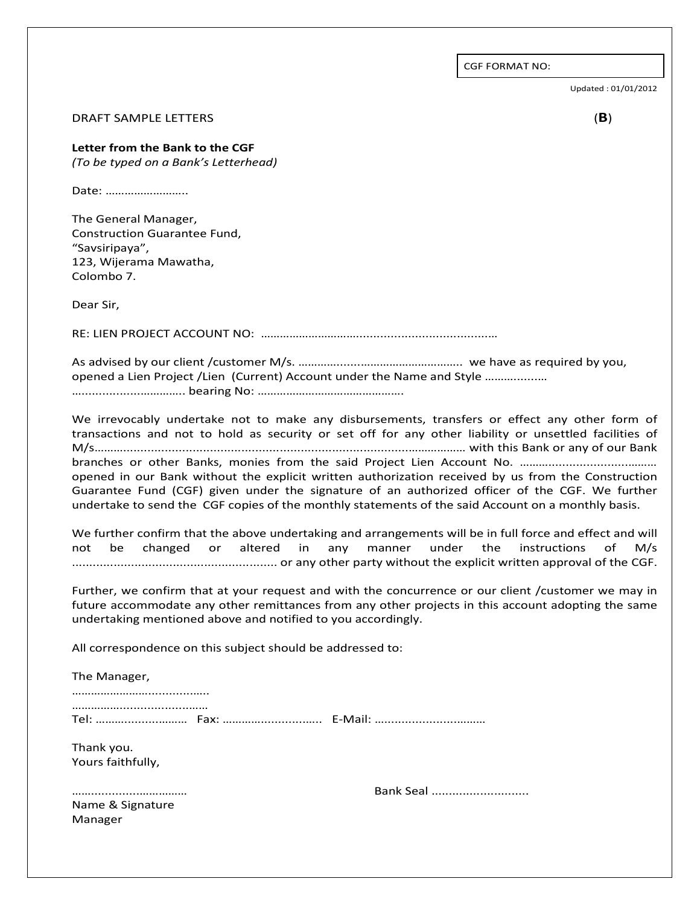CGF FORMAT NO:

Updated : 01/01/2012

DRAFT SAMPLE LETTERS (**B**)

**Letter from the Bank to the CGF**
*(To be typed on a Bank's Letterhead)*

Date: ……………………..

The General Manager,
Construction Guarantee Fund,
"Savsiripaya",
123, Wijerama Mawatha,
Colombo 7.

Dear Sir,

RE: LIEN PROJECT ACCOUNT NO: ……………………………………………………………

As advised by our client /customer M/s. …………………………………………….. we have as required by you, opened a Lien Project /Lien (Current) Account under the Name and Style ……………… ……………………………. bearing No: ……………………………………….

We irrevocably undertake not to make any disbursements, transfers or effect any other form of transactions and not to hold as security or set off for any other liability or unsettled facilities of M/s………………………………………………………………………………………… with this Bank or any of our Bank branches or other Banks, monies from the said Project Lien Account No. …………………………………. opened in our Bank without the explicit written authorization received by us from the Construction Guarantee Fund (CGF) given under the signature of an authorized officer of the CGF. We further undertake to send the CGF copies of the monthly statements of the said Account on a monthly basis.

We further confirm that the above undertaking and arrangements will be in full force and effect and will not be changed or altered in any manner under the instructions of M/s ………………………………………………….. or any other party without the explicit written approval of the CGF.

Further, we confirm that at your request and with the concurrence or our client /customer we may in future accommodate any other remittances from any other projects in this account adopting the same undertaking mentioned above and notified to you accordingly.

All correspondence on this subject should be addressed to:

The Manager,
…………………………………..
…………………………………..
Tel: ……………………… Fax: ……………………….. E-Mail: …………………………

Thank you.
Yours faithfully,

……………………………… Bank Seal ……………………….
Name & Signature
Manager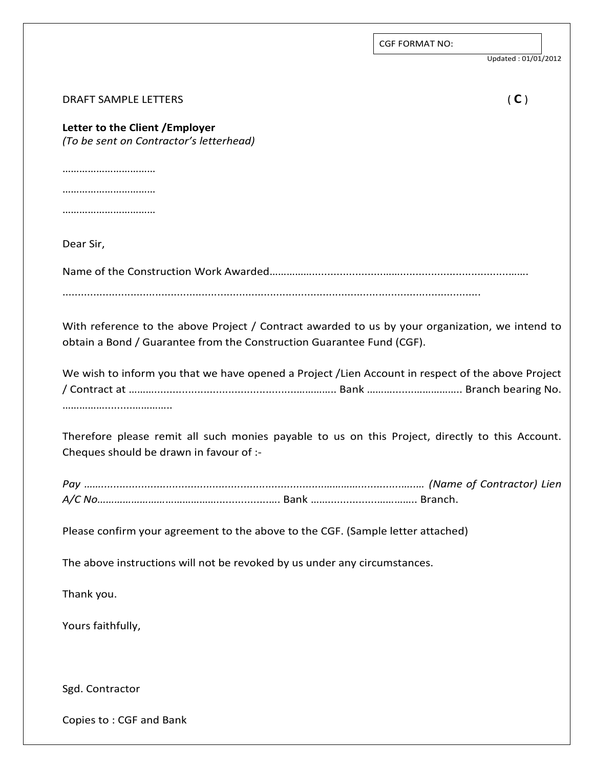CGF FORMAT NO:

Updated : 01/01/2012

DRAFT SAMPLE LETTERS ( **C** )

**Letter to the Client /Employer**
*(To be sent on Contractor's letterhead)*

……………………………

……………………………

……………………………

Dear Sir,

Name of the Construction Work Awarded……………………………………………………………………………

………………………………………………………………………………………………………………

With reference to the above Project / Contract awarded to us by your organization, we intend to obtain a Bond / Guarantee from the Construction Guarantee Fund (CGF).

We wish to inform you that we have opened a Project /Lien Account in respect of the above Project / Contract at ………………………………………………………… Bank …………………………… Branch bearing No. ……………………………….

Therefore please remit all such monies payable to us on this Project, directly to this Account. Cheques should be drawn in favour of :-

*Pay …………………………………………………………………………………………………… (Name of Contractor) Lien A/C No…………………………………………………….* Bank ……………………………. Branch.

Please confirm your agreement to the above to the CGF. (Sample letter attached)

The above instructions will not be revoked by us under any circumstances.

Thank you.

Yours faithfully,

Sgd. Contractor

Copies to : CGF and Bank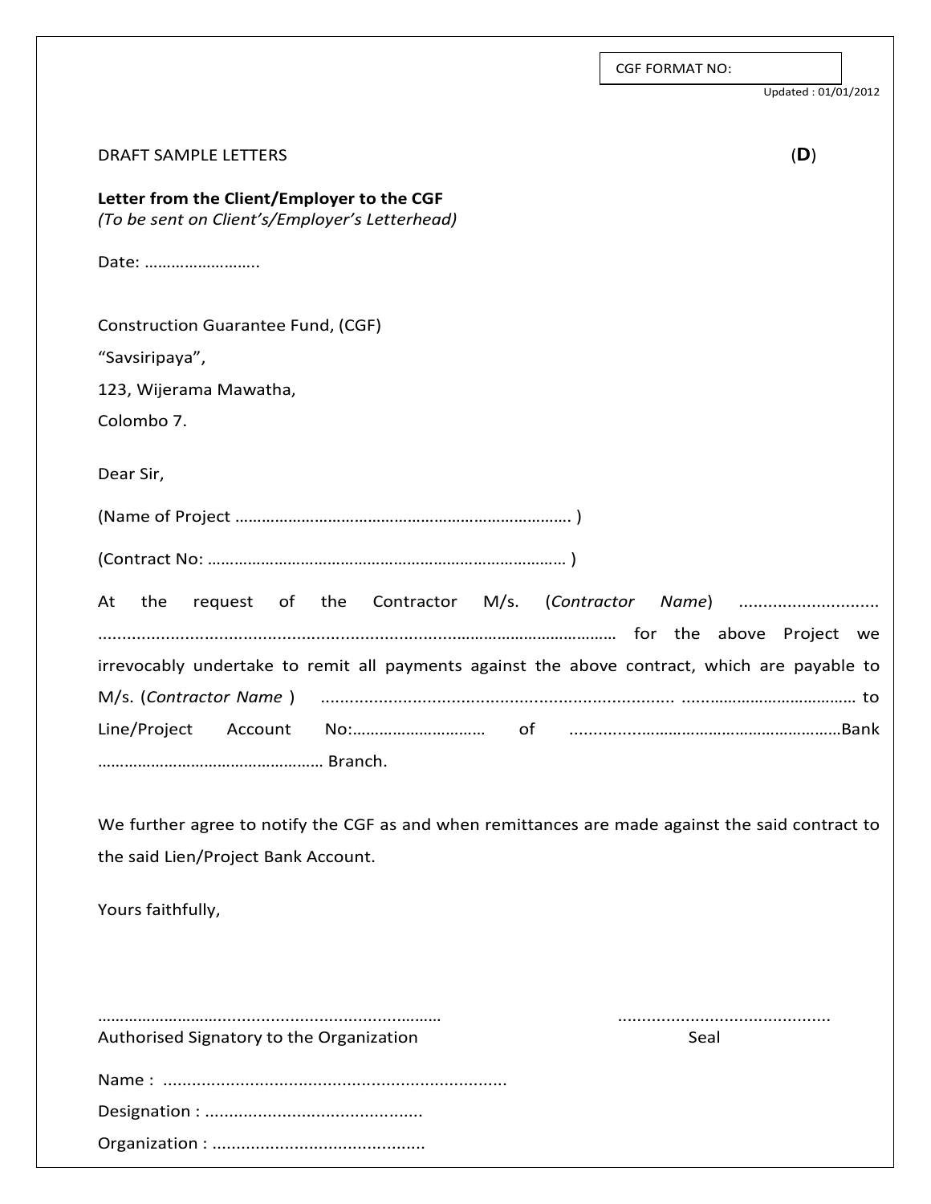CGF FORMAT NO:

Updated : 01/01/2012

DRAFT SAMPLE LETTERS **(D)**

**Letter from the Client/Employer to the CGF**
*(To be sent on Client's/Employer's Letterhead)*

Date: …………………….

Construction Guarantee Fund, (CGF)
"Savsiripaya",
123, Wijerama Mawatha,
Colombo 7.

Dear Sir,

(Name of Project ………………………………………………………………… )

(Contract No: ……………………………………………………………………… )

At the request of the Contractor M/s. (*Contractor Name*) ............................ .................................................................................................. for the above Project we irrevocably undertake to remit all payments against the above contract, which are payable to M/s. (*Contractor Name* ) ........................................................................ ………………………………… to Line/Project Account No:………………………… of ............…………………………………………Bank …………………………………………… Branch.

We further agree to notify the CGF as and when remittances are made against the said contract to the said Lien/Project Bank Account.

Yours faithfully,

……………………........................................……… ............................................
Authorised Signatory to the Organization Seal

Name : ......................................................................

Designation : ............................................

Organization : ...........................................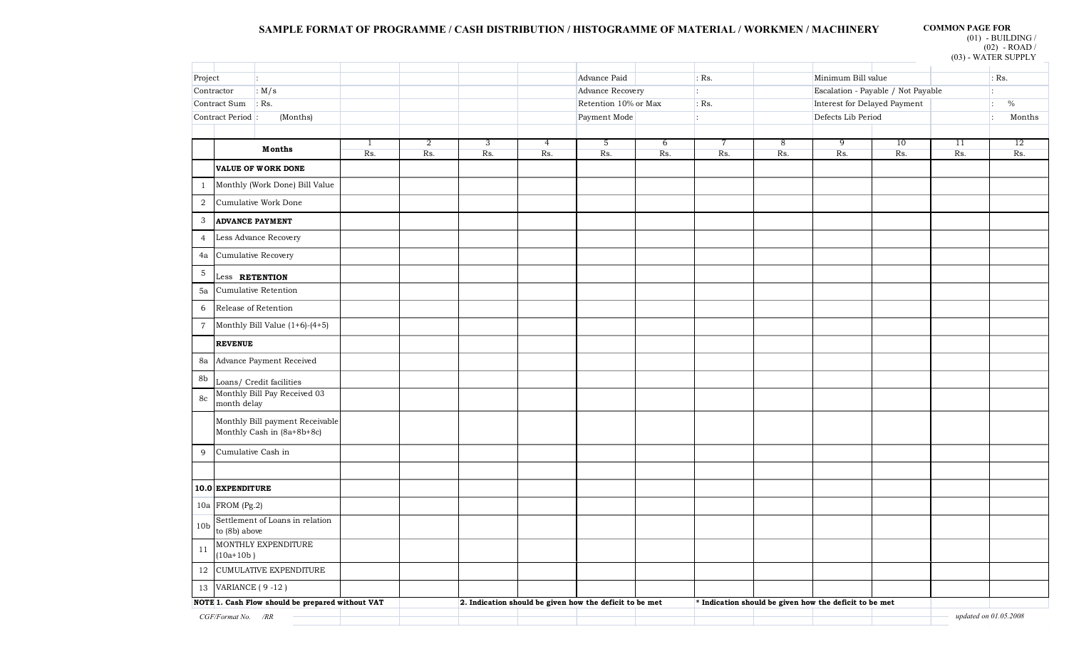# SAMPLE FORMAT OF PROGRAMME / CASH DISTRIBUTION / HISTOGRAMME OF MATERIAL / WORKMEN / MACHINERY

**COMMON PAGE FOR**
(01) - BUILDING /
(02) - ROAD /
(03) - WATER SUPPLY

| | | | |
|---|---|---|---|
| Project : | Advance Paid : Rs. | Minimum Bill value : Rs. | |
| Contractor : M/s | Advance Recovery : | Escalation - Payable / Not Payable : | |
| Contract Sum : Rs. | Retention 10% or Max : Rs. | Interest for Delayed Payment : % | |
| Contract Period : (Months) | Payment Mode : | Defects Lib Period : Months | |

| | **Months** | 1 Rs. | 2 Rs. | 3 Rs. | 4 Rs. | 5 Rs. | 6 Rs. | 7 Rs. | 8 Rs. | 9 Rs. | 10 Rs. | 11 Rs. | 12 Rs. |
|---|---|---|---|---|---|---|---|---|---|---|---|---|---|
| | **VALUE OF WORK DONE** | | | | | | | | | | | | |
| 1 | Monthly (Work Done) Bill Value | | | | | | | | | | | | |
| 2 | Cumulative Work Done | | | | | | | | | | | | |
| 3 | **ADVANCE PAYMENT** | | | | | | | | | | | | |
| 4 | Less Advance Recovery | | | | | | | | | | | | |
| 4a | Cumulative Recovery | | | | | | | | | | | | |
| 5 | Less **RETENTION** | | | | | | | | | | | | |
| 5a | Cumulative Retention | | | | | | | | | | | | |
| 6 | Release of Retention | | | | | | | | | | | | |
| 7 | Monthly Bill Value (1+6)-(4+5) | | | | | | | | | | | | |
| | **REVENUE** | | | | | | | | | | | | |
| 8a | Advance Payment Received | | | | | | | | | | | | |
| 8b | Loans/ Credit facilities | | | | | | | | | | | | |
| 8c | Monthly Bill Pay Received 03 month delay | | | | | | | | | | | | |
| | Monthly Bill payment Receivable Monthly Cash in (8a+8b+8c) | | | | | | | | | | | | |
| 9 | Cumulative Cash in | | | | | | | | | | | | |
| | | | | | | | | | | | | | |
| **10.0** | **EXPENDITURE** | | | | | | | | | | | | |
| 10a | FROM (Pg.2) | | | | | | | | | | | | |
| 10b | Settlement of Loans in relation to (8b) above | | | | | | | | | | | | |
| 11 | MONTHLY EXPENDITURE (10a+10b ) | | | | | | | | | | | | |
| 12 | CUMULATIVE EXPENDITURE | | | | | | | | | | | | |
| 13 | VARIANCE ( 9 -12 ) | | | | | | | | | | | | |

**NOTE 1. Cash Flow should be prepared without VAT**

**2. Indication should be given how the deficit to be met**

**\* Indication should be given how the deficit to be met**

*CGF/Format No. /RR*

*updated on 01.05.2008*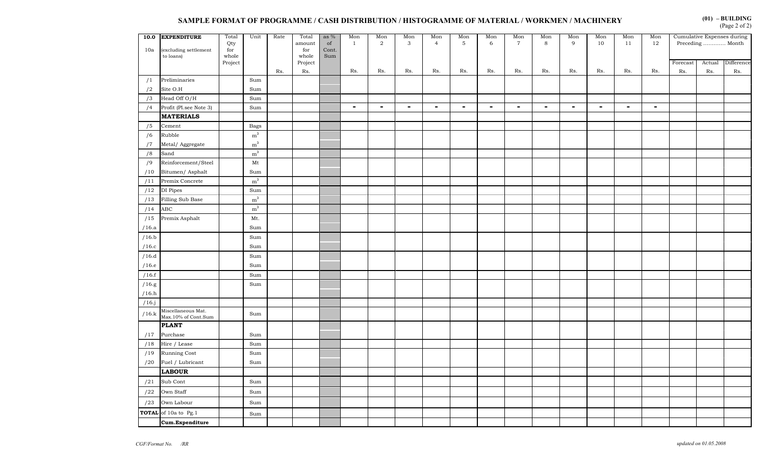## SAMPLE FORMAT OF PROGRAMME / CASH DISTRIBUTION / HISTOGRAMME OF MATERIAL / WORKMEN / MACHINERY

**(01) – BUILDING**
(Page 2 of 2)

| 10.0 | EXPENDITURE | Total Qty for whole Project | Unit | Rate | Total amount for whole Project | as % of Cont. Sum | Mon 1 | Mon 2 | Mon 3 | Mon 4 | Mon 5 | Mon 6 | Mon 7 | Mon 8 | Mon 9 | Mon 10 | Mon 11 | Mon 12 | Cumulative Expenses during Preceding ............ Month | | |
|---|---|---|---|---|---|---|---|---|---|---|---|---|---|---|---|---|---|---|---|---|---|
| 10a | (excluding settlement to loans) | | | | | | | | | | | | | | | | | | Forecast | Actual | Difference |
| | | | | Rs. | Rs. | | Rs. | Rs. | Rs. | Rs. | Rs. | Rs. | Rs. | Rs. | Rs. | Rs. | Rs. | Rs. | Rs. | Rs. | Rs. |
| /1 | Preliminaries | | Sum | | | | | | | | | | | | | | | | | | |
| /2 | Site O.H | | Sum | | | | | | | | | | | | | | | | | | |
| /3 | Head Off O/H | | Sum | | | | | | | | | | | | | | | | | | |
| /4 | Profit (Pl.see Note 3) | | Sum | | | | - | - | - | - | - | - | - | - | - | - | - | - | | | |
| | **MATERIALS** | | | | | | | | | | | | | | | | | | | | |
| /5 | Cement | | Bags | | | | | | | | | | | | | | | | | | |
| /6 | Rubble | | $m^3$ | | | | | | | | | | | | | | | | | | |
| /7 | Metal/ Aggregate | | $m^3$ | | | | | | | | | | | | | | | | | | |
| /8 | Sand | | $m^3$ | | | | | | | | | | | | | | | | | | |
| /9 | Reinforcement/Steel | | Mt | | | | | | | | | | | | | | | | | | |
| /10 | Bitumen/ Asphalt | | Sum | | | | | | | | | | | | | | | | | | |
| /11 | Premix Concrete | | $m^3$ | | | | | | | | | | | | | | | | | | |
| /12 | DI Pipes | | Sum | | | | | | | | | | | | | | | | | | |
| /13 | Filling Sub Base | | $m^3$ | | | | | | | | | | | | | | | | | | |
| /14 | ABC | | $m^3$ | | | | | | | | | | | | | | | | | | |
| /15 | Premix Asphalt | | Mt. | | | | | | | | | | | | | | | | | | |
| /16.a | | | Sum | | | | | | | | | | | | | | | | | | |
| /16.b | | | Sum | | | | | | | | | | | | | | | | | | |
| /16.c | | | Sum | | | | | | | | | | | | | | | | | | |
| /16.d | | | Sum | | | | | | | | | | | | | | | | | | |
| /16.e | | | Sum | | | | | | | | | | | | | | | | | | |
| /16.f | | | Sum | | | | | | | | | | | | | | | | | | |
| /16.g | | | Sum | | | | | | | | | | | | | | | | | | |
| /16.h | | | | | | | | | | | | | | | | | | | | | |
| /16.j | | | | | | | | | | | | | | | | | | | | | |
| /16.k | Miscellaneous Mat. Max.10% of Cont.Sum | | Sum | | | | | | | | | | | | | | | | | | |
| | **PLANT** | | | | | | | | | | | | | | | | | | | | |
| /17 | Purchase | | Sum | | | | | | | | | | | | | | | | | | |
| /18 | Hire / Lease | | Sum | | | | | | | | | | | | | | | | | | |
| /19 | Running Cost | | Sum | | | | | | | | | | | | | | | | | | |
| /20 | Fuel / Lubricant | | Sum | | | | | | | | | | | | | | | | | | |
| | **LABOUR** | | | | | | | | | | | | | | | | | | | | |
| /21 | Sub Cont | | Sum | | | | | | | | | | | | | | | | | | |
| /22 | Own Staff | | Sum | | | | | | | | | | | | | | | | | | |
| /23 | Own Labour | | Sum | | | | | | | | | | | | | | | | | | |
| **TOTAL** | of 10a to Pg.1 | | Sum | | | | | | | | | | | | | | | | | | |
| | **Cum.Expenditure** | | | | | | | | | | | | | | | | | | | | |

*CGF/Format No. /RR*

*updated on 01.05.2008*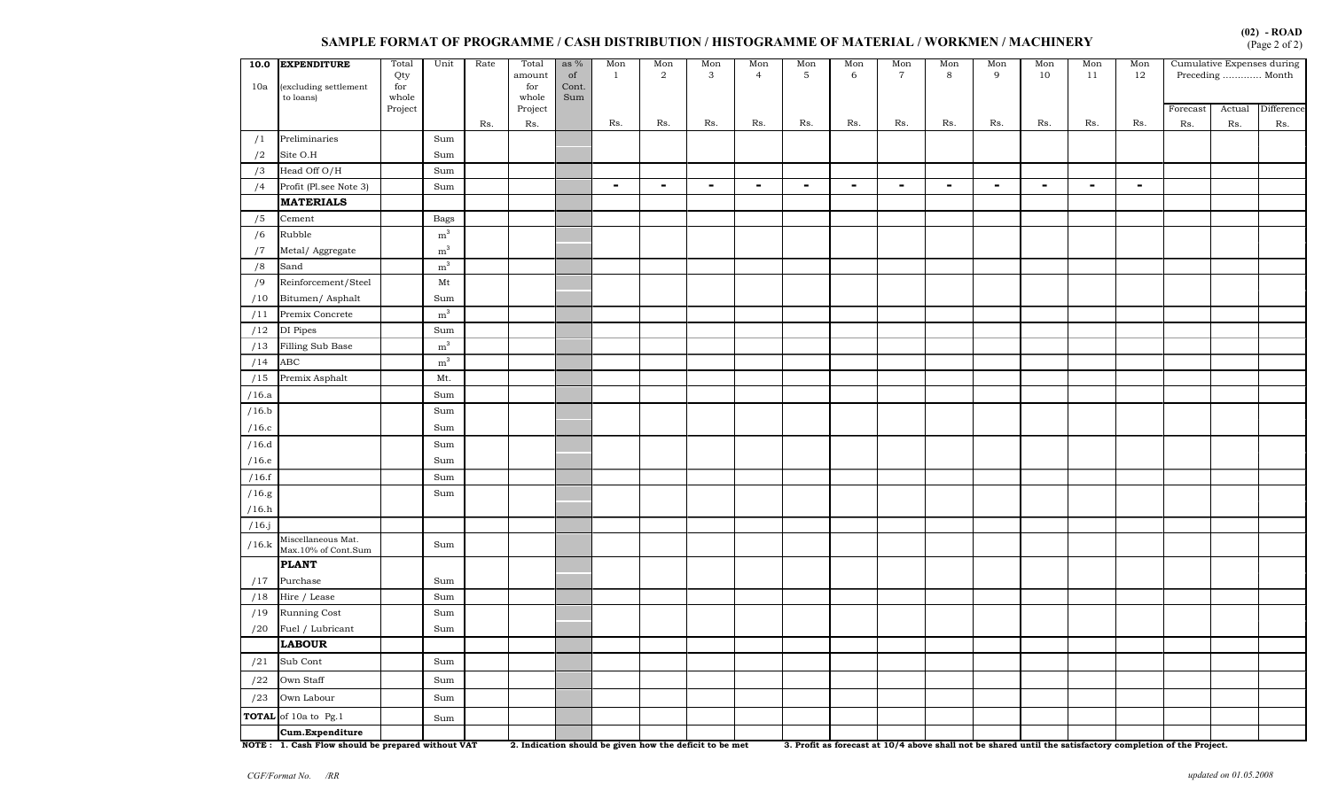## SAMPLE FORMAT OF PROGRAMME / CASH DISTRIBUTION / HISTOGRAMME OF MATERIAL / WORKMEN / MACHINERY

**(02) - ROAD**
(Page 2 of 2)

| 10.0 10a | EXPENDITURE (excluding settlement to loans) | Total Qty for whole Project | Unit | Rate | Total amount for whole Project | as % of Cont. Sum | Mon 1 | Mon 2 | Mon 3 | Mon 4 | Mon 5 | Mon 6 | Mon 7 | Mon 8 | Mon 9 | Mon 10 | Mon 11 | Mon 12 | Cumulative Expenses during Preceding ............ Month | | |
|---|---|---|---|---|---|---|---|---|---|---|---|---|---|---|---|---|---|---|---|---|---|
| | | | | | | | | | | | | | | | | | | | Forecast | Actual | Difference |
| | | | | Rs. | Rs. | | Rs. | Rs. | Rs. | Rs. | Rs. | Rs. | Rs. | Rs. | Rs. | Rs. | Rs. | Rs. | Rs. | Rs. | Rs. |
| /1 | Preliminaries | | Sum | | | | | | | | | | | | | | | | | | |
| /2 | Site O.H | | Sum | | | | | | | | | | | | | | | | | | |
| /3 | Head Off O/H | | Sum | | | | | | | | | | | | | | | | | | |
| /4 | Profit (Pl.see Note 3) | | Sum | | | | - | - | - | - | - | - | - | - | - | - | - | - | | | |
| | **MATERIALS** | | | | | | | | | | | | | | | | | | | | |
| /5 | Cement | | Bags | | | | | | | | | | | | | | | | | | |
| /6 | Rubble | | $m^3$ | | | | | | | | | | | | | | | | | | |
| /7 | Metal/ Aggregate | | $m^3$ | | | | | | | | | | | | | | | | | | |
| /8 | Sand | | $m^3$ | | | | | | | | | | | | | | | | | | |
| /9 | Reinforcement/Steel | | Mt | | | | | | | | | | | | | | | | | | |
| /10 | Bitumen/ Asphalt | | Sum | | | | | | | | | | | | | | | | | | |
| /11 | Premix Concrete | | $m^3$ | | | | | | | | | | | | | | | | | | |
| /12 | DI Pipes | | Sum | | | | | | | | | | | | | | | | | | |
| /13 | Filling Sub Base | | $m^3$ | | | | | | | | | | | | | | | | | | |
| /14 | ABC | | $m^3$ | | | | | | | | | | | | | | | | | | |
| /15 | Premix Asphalt | | Mt. | | | | | | | | | | | | | | | | | | |
| /16.a | | | Sum | | | | | | | | | | | | | | | | | | |
| /16.b | | | Sum | | | | | | | | | | | | | | | | | | |
| /16.c | | | Sum | | | | | | | | | | | | | | | | | | |
| /16.d | | | Sum | | | | | | | | | | | | | | | | | | |
| /16.e | | | Sum | | | | | | | | | | | | | | | | | | |
| /16.f | | | Sum | | | | | | | | | | | | | | | | | | |
| /16.g | | | Sum | | | | | | | | | | | | | | | | | | |
| /16.h | | | | | | | | | | | | | | | | | | | | | |
| /16.j | | | | | | | | | | | | | | | | | | | | | |
| /16.k | Miscellaneous Mat. Max.10% of Cont.Sum | | Sum | | | | | | | | | | | | | | | | | | |
| | **PLANT** | | | | | | | | | | | | | | | | | | | | |
| /17 | Purchase | | Sum | | | | | | | | | | | | | | | | | | |
| /18 | Hire / Lease | | Sum | | | | | | | | | | | | | | | | | | |
| /19 | Running Cost | | Sum | | | | | | | | | | | | | | | | | | |
| /20 | Fuel / Lubricant | | Sum | | | | | | | | | | | | | | | | | | |
| | **LABOUR** | | | | | | | | | | | | | | | | | | | | |
| /21 | Sub Cont | | Sum | | | | | | | | | | | | | | | | | | |
| /22 | Own Staff | | Sum | | | | | | | | | | | | | | | | | | |
| /23 | Own Labour | | Sum | | | | | | | | | | | | | | | | | | |
| **TOTAL** | of 10a to Pg.1 | | Sum | | | | | | | | | | | | | | | | | | |
| | **Cum.Expenditure** | | | | | | | | | | | | | | | | | | | | |

**NOTE : 1. Cash Flow should be prepared without VAT 2. Indication should be given how the deficit to be met 3. Profit as forecast at 10/4 above shall not be shared until the satisfactory completion of the Project.**

*CGF/Format No. /RR*

*updated on 01.05.2008*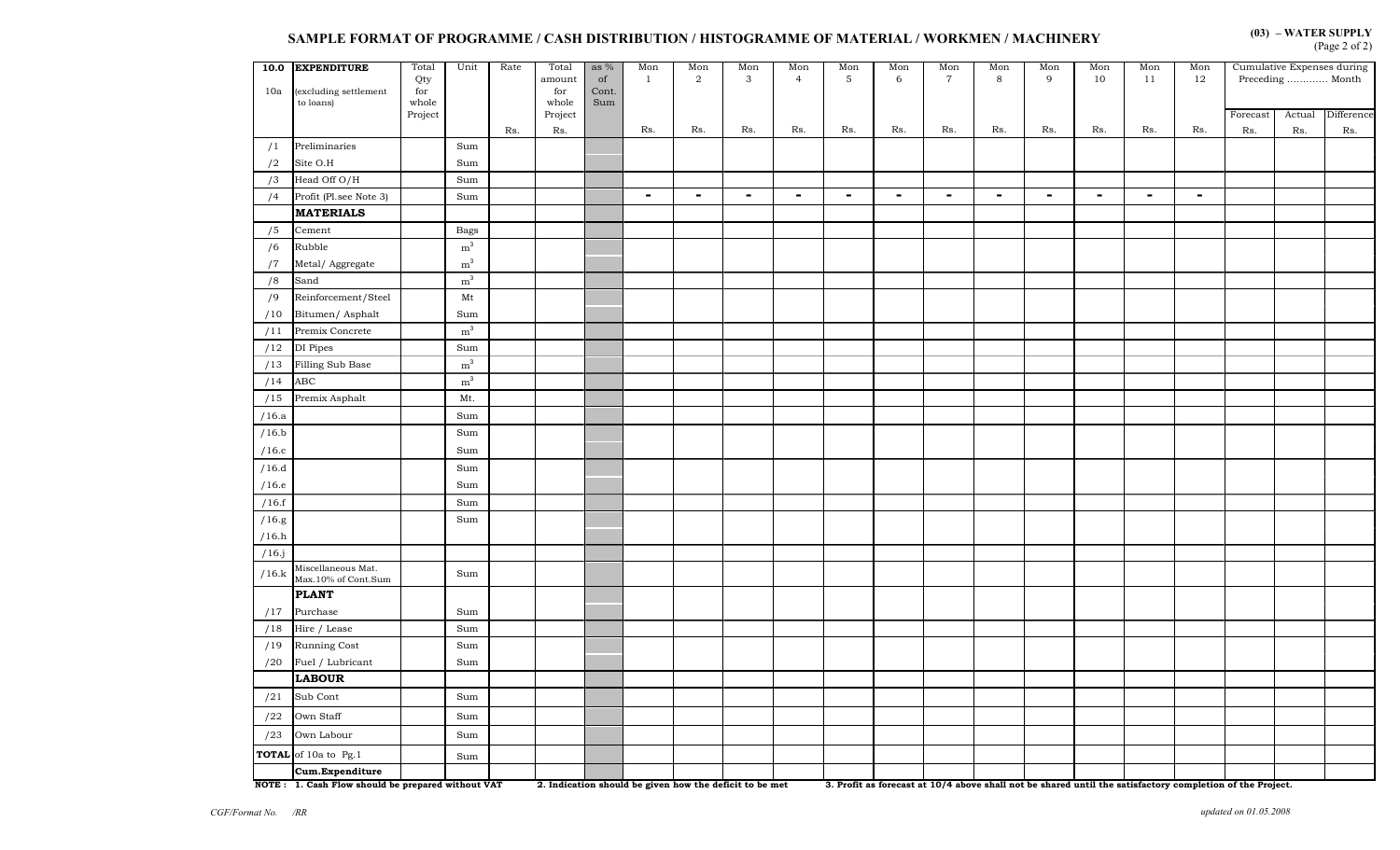## SAMPLE FORMAT OF PROGRAMME / CASH DISTRIBUTION / HISTOGRAMME OF MATERIAL / WORKMEN / MACHINERY

**(03) – WATER SUPPLY**
(Page 2 of 2)

| 10.0 | EXPENDITURE | Total Qty for whole Project | Unit | Rate | Total amount for whole Project | as % of Cont. Sum | Mon 1 | Mon 2 | Mon 3 | Mon 4 | Mon 5 | Mon 6 | Mon 7 | Mon 8 | Mon 9 | Mon 10 | Mon 11 | Mon 12 | Cumulative Expenses during Preceding ............ Month | | |
|---|---|---|---|---|---|---|---|---|---|---|---|---|---|---|---|---|---|---|---|---|---|
| 10a | (excluding settlement to loans) | | | | | | | | | | | | | | | | | | Forecast | Actual | Difference |
| | | | | Rs. | Rs. | | Rs. | Rs. | Rs. | Rs. | Rs. | Rs. | Rs. | Rs. | Rs. | Rs. | Rs. | Rs. | Rs. | Rs. | Rs. |
| /1 | Preliminaries | | Sum | | | | | | | | | | | | | | | | | | |
| /2 | Site O.H | | Sum | | | | | | | | | | | | | | | | | | |
| /3 | Head Off O/H | | Sum | | | | | | | | | | | | | | | | | | |
| /4 | Profit (Pl.see Note 3) | | Sum | | | | - | - | - | - | - | - | - | - | - | - | - | - | | | |
| | **MATERIALS** | | | | | | | | | | | | | | | | | | | | |
| /5 | Cement | | Bags | | | | | | | | | | | | | | | | | | |
| /6 | Rubble | | $m^3$ | | | | | | | | | | | | | | | | | | |
| /7 | Metal/ Aggregate | | $m^3$ | | | | | | | | | | | | | | | | | | |
| /8 | Sand | | $m^3$ | | | | | | | | | | | | | | | | | | |
| /9 | Reinforcement/Steel | | Mt | | | | | | | | | | | | | | | | | | |
| /10 | Bitumen/ Asphalt | | Sum | | | | | | | | | | | | | | | | | | |
| /11 | Premix Concrete | | $m^3$ | | | | | | | | | | | | | | | | | | |
| /12 | DI Pipes | | Sum | | | | | | | | | | | | | | | | | | |
| /13 | Filling Sub Base | | $m^3$ | | | | | | | | | | | | | | | | | | |
| /14 | ABC | | $m^3$ | | | | | | | | | | | | | | | | | | |
| /15 | Premix Asphalt | | Mt. | | | | | | | | | | | | | | | | | | |
| /16.a | | | Sum | | | | | | | | | | | | | | | | | | |
| /16.b | | | Sum | | | | | | | | | | | | | | | | | | |
| /16.c | | | Sum | | | | | | | | | | | | | | | | | | |
| /16.d | | | Sum | | | | | | | | | | | | | | | | | | |
| /16.e | | | Sum | | | | | | | | | | | | | | | | | | |
| /16.f | | | Sum | | | | | | | | | | | | | | | | | | |
| /16.g | | | Sum | | | | | | | | | | | | | | | | | | |
| /16.h | | | | | | | | | | | | | | | | | | | | | |
| /16.j | | | | | | | | | | | | | | | | | | | | | |
| /16.k | Miscellaneous Mat. Max.10% of Cont.Sum | | Sum | | | | | | | | | | | | | | | | | | |
| | **PLANT** | | | | | | | | | | | | | | | | | | | | |
| /17 | Purchase | | Sum | | | | | | | | | | | | | | | | | | |
| /18 | Hire / Lease | | Sum | | | | | | | | | | | | | | | | | | |
| /19 | Running Cost | | Sum | | | | | | | | | | | | | | | | | | |
| /20 | Fuel / Lubricant | | Sum | | | | | | | | | | | | | | | | | | |
| | **LABOUR** | | | | | | | | | | | | | | | | | | | | |
| /21 | Sub Cont | | Sum | | | | | | | | | | | | | | | | | | |
| /22 | Own Staff | | Sum | | | | | | | | | | | | | | | | | | |
| /23 | Own Labour | | Sum | | | | | | | | | | | | | | | | | | |
| **TOTAL** | of 10a to Pg.1 | | Sum | | | | | | | | | | | | | | | | | | |
| | **Cum.Expenditure** | | | | | | | | | | | | | | | | | | | | |

**NOTE : 1. Cash Flow should be prepared without VAT**  **2. Indication should be given how the deficit to be met**  **3. Profit as forecast at 10/4 above shall not be shared until the satisfactory completion of the Project.**

*CGF/Format No. /RR*

*updated on 01.05.2008*